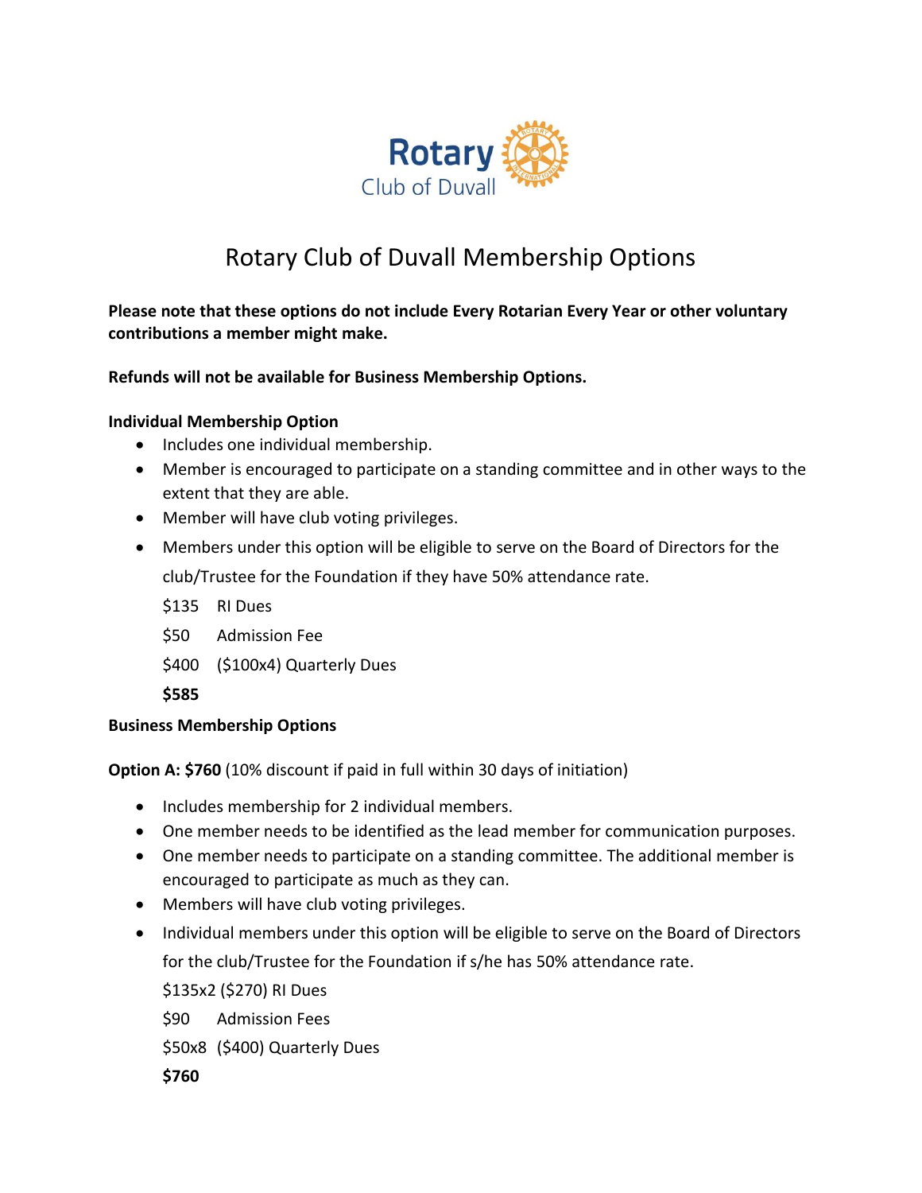# Rotary Club of Duvall Membership Options

**Please note that these options do not include Every Rotarian Every Year or other voluntary contributions a member might make.**

**Refunds will not be available for Business Membership Options.**

**Individual Membership Option**

- Includes one individual membership.
- Member is encouraged to participate on a standing committee and in other ways to the extent that they are able.
- Member will have club voting privileges.
- Members under this option will be eligible to serve on the Board of Directors for the club/Trustee for the Foundation if they have 50% attendance rate.

  $135 RI Dues

  $50 Admission Fee

  $400 ($100x4) Quarterly Dues

  **$585**

**Business Membership Options**

**Option A: $760** (10% discount if paid in full within 30 days of initiation)

- Includes membership for 2 individual members.
- One member needs to be identified as the lead member for communication purposes.
- One member needs to participate on a standing committee. The additional member is encouraged to participate as much as they can.
- Members will have club voting privileges.
- Individual members under this option will be eligible to serve on the Board of Directors for the club/Trustee for the Foundation if s/he has 50% attendance rate.

  $135x2 ($270) RI Dues

  $90 Admission Fees

  $50x8 ($400) Quarterly Dues

  **$760**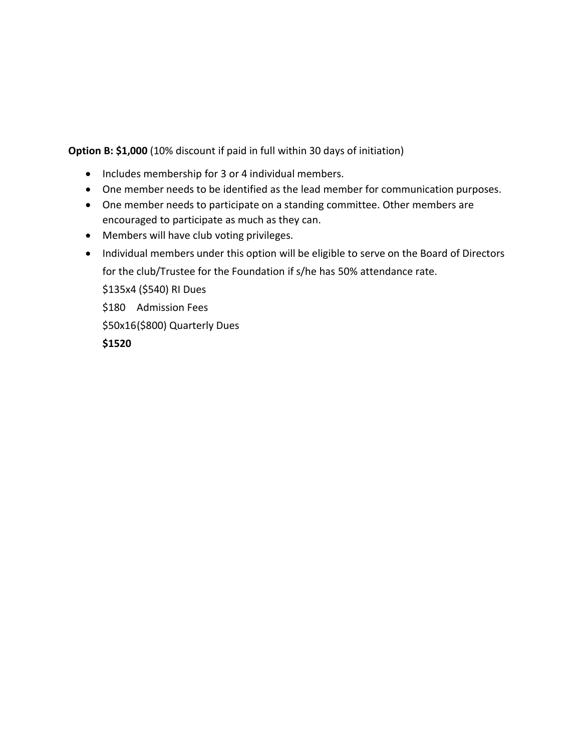**Option B: $1,000** (10% discount if paid in full within 30 days of initiation)

- Includes membership for 3 or 4 individual members.
- One member needs to be identified as the lead member for communication purposes.
- One member needs to participate on a standing committee. Other members are encouraged to participate as much as they can.
- Members will have club voting privileges.
- Individual members under this option will be eligible to serve on the Board of Directors for the club/Trustee for the Foundation if s/he has 50% attendance rate.

  $135x4 ($540) RI Dues

  $180 Admission Fees

  $50x16($800) Quarterly Dues

  **$1520**